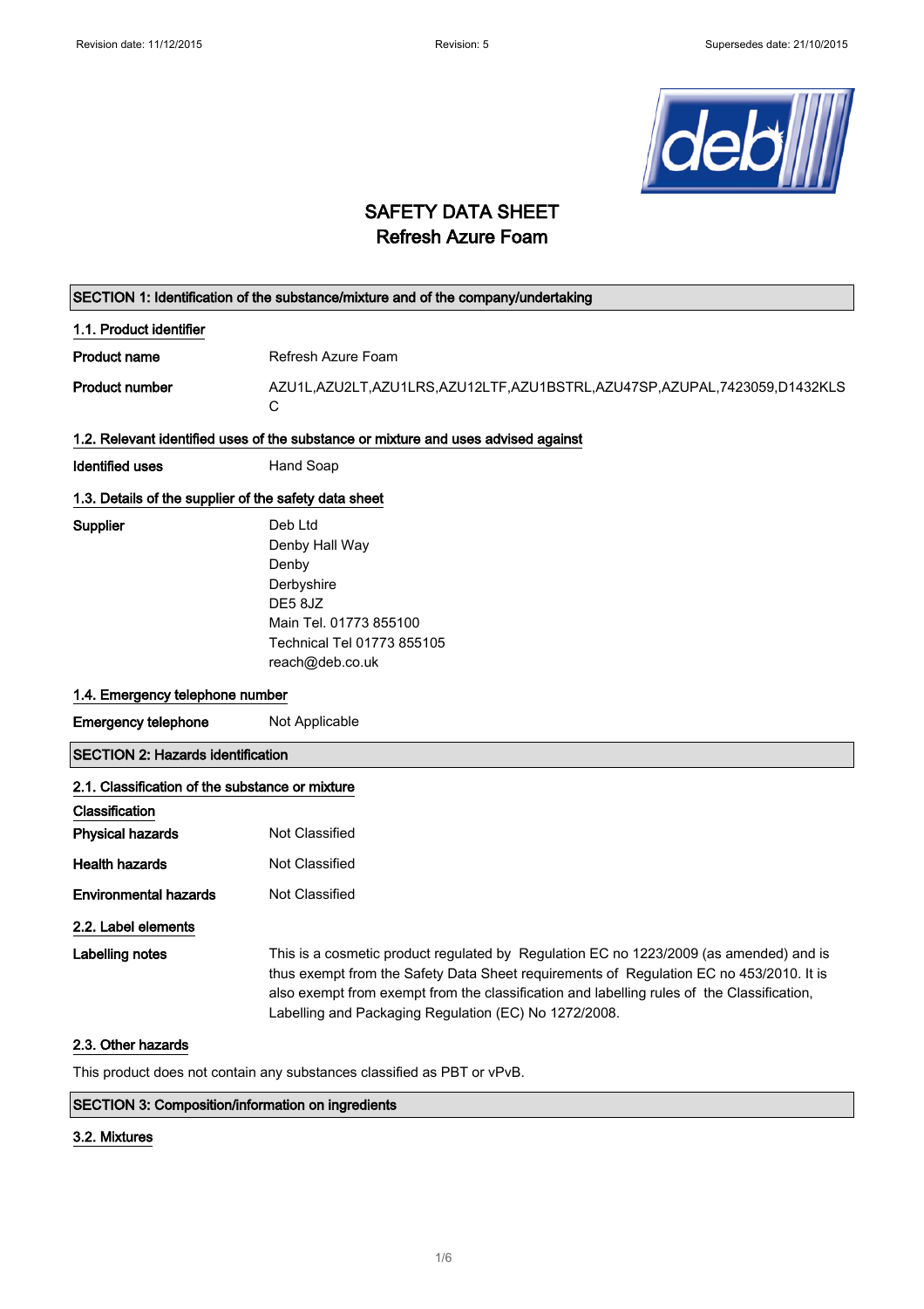# SAFETY DATA SHEET
## Refresh Azure Foam

### SECTION 1: Identification of the substance/mixture and of the company/undertaking

#### 1.1. Product identifier

| | |
|---|---|
| **Product name** | Refresh Azure Foam |
| **Product number** | AZU1L,AZU2LT,AZU1LRS,AZU12LTF,AZU1BSTRL,AZU47SP,AZUPAL,7423059,D1432KLSC |

#### 1.2. Relevant identified uses of the substance or mixture and uses advised against

| | |
|---|---|
| **Identified uses** | Hand Soap |

#### 1.3. Details of the supplier of the safety data sheet

**Supplier**

Deb Ltd
Denby Hall Way
Denby
Derbyshire
DE5 8JZ
Main Tel. 01773 855100
Technical Tel 01773 855105
reach@deb.co.uk

#### 1.4. Emergency telephone number

| | |
|---|---|
| **Emergency telephone** | Not Applicable |

### SECTION 2: Hazards identification

#### 2.1. Classification of the substance or mixture

**Classification**

| | |
|---|---|
| **Physical hazards** | Not Classified |
| **Health hazards** | Not Classified |
| **Environmental hazards** | Not Classified |

#### 2.2. Label elements

**Labelling notes**

This is a cosmetic product regulated by Regulation EC no 1223/2009 (as amended) and is thus exempt from the Safety Data Sheet requirements of Regulation EC no 453/2010. It is also exempt from exempt from the classification and labelling rules of the Classification, Labelling and Packaging Regulation (EC) No 1272/2008.

#### 2.3. Other hazards

This product does not contain any substances classified as PBT or vPvB.

### SECTION 3: Composition/information on ingredients

#### 3.2. Mixtures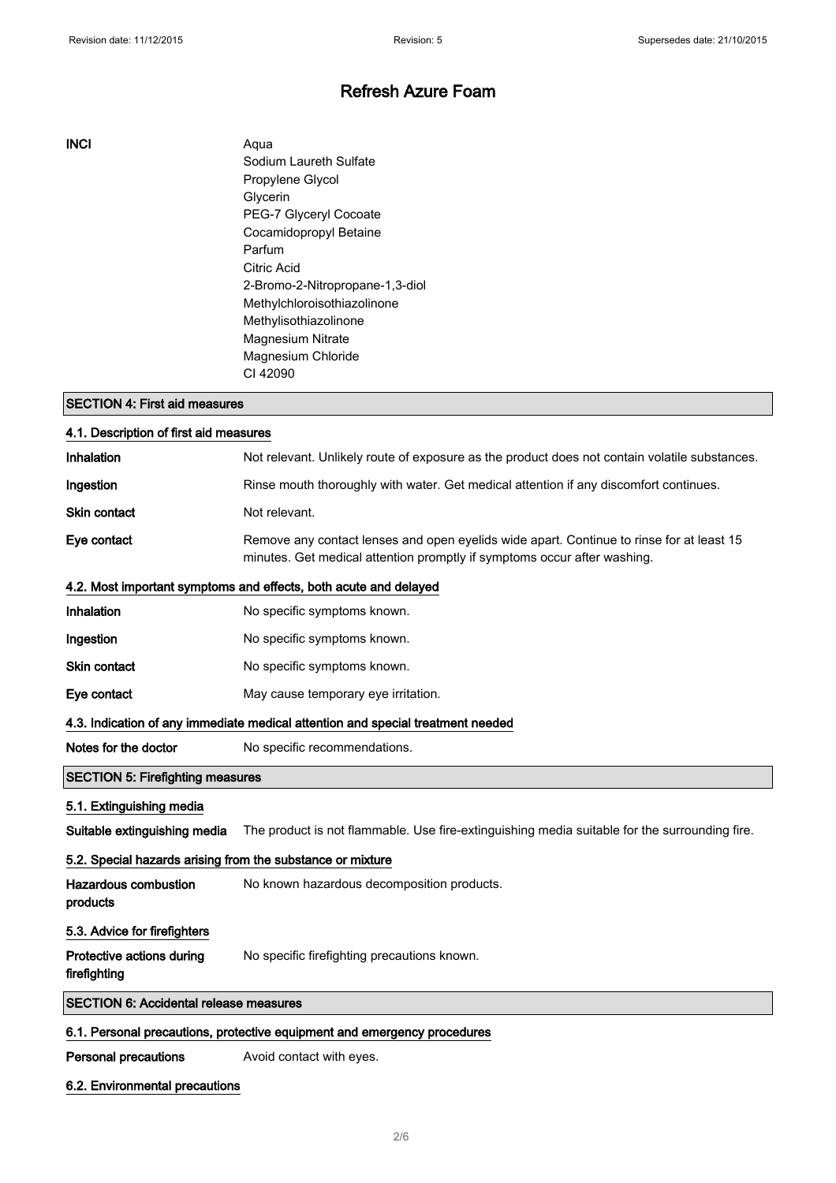# Refresh Azure Foam

**INCI**

Aqua
Sodium Laureth Sulfate
Propylene Glycol
Glycerin
PEG-7 Glyceryl Cocoate
Cocamidopropyl Betaine
Parfum
Citric Acid
2-Bromo-2-Nitropropane-1,3-diol
Methylchloroisothiazolinone
Methylisothiazolinone
Magnesium Nitrate
Magnesium Chloride
CI 42090

## SECTION 4: First aid measures

### 4.1. Description of first aid measures

**Inhalation** Not relevant. Unlikely route of exposure as the product does not contain volatile substances.

**Ingestion** Rinse mouth thoroughly with water. Get medical attention if any discomfort continues.

**Skin contact** Not relevant.

**Eye contact** Remove any contact lenses and open eyelids wide apart. Continue to rinse for at least 15 minutes. Get medical attention promptly if symptoms occur after washing.

### 4.2. Most important symptoms and effects, both acute and delayed

**Inhalation** No specific symptoms known.

**Ingestion** No specific symptoms known.

**Skin contact** No specific symptoms known.

**Eye contact** May cause temporary eye irritation.

### 4.3. Indication of any immediate medical attention and special treatment needed

**Notes for the doctor** No specific recommendations.

## SECTION 5: Firefighting measures

### 5.1. Extinguishing media

**Suitable extinguishing media** The product is not flammable. Use fire-extinguishing media suitable for the surrounding fire.

### 5.2. Special hazards arising from the substance or mixture

**Hazardous combustion products** No known hazardous decomposition products.

### 5.3. Advice for firefighters

**Protective actions during firefighting** No specific firefighting precautions known.

## SECTION 6: Accidental release measures

### 6.1. Personal precautions, protective equipment and emergency procedures

**Personal precautions** Avoid contact with eyes.

### 6.2. Environmental precautions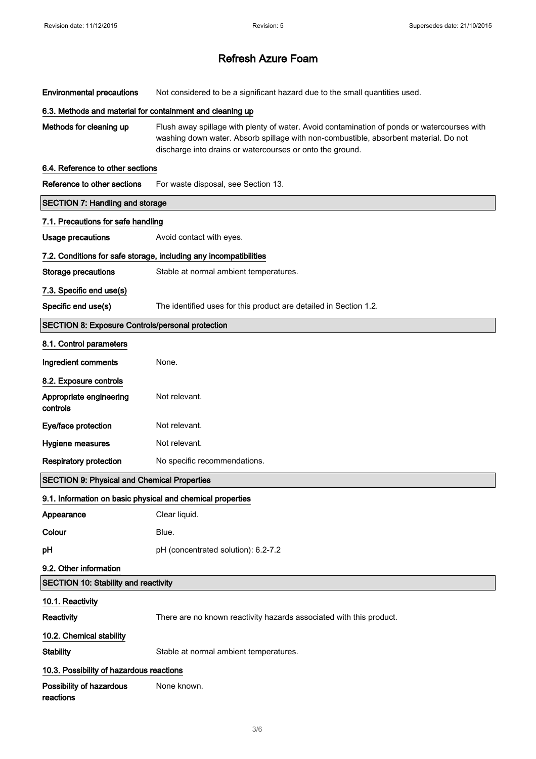| | |
|---|---|
| **Environmental precautions** | Not considered to be a significant hazard due to the small quantities used. |

### 6.3. Methods and material for containment and cleaning up

| | |
|---|---|
| **Methods for cleaning up** | Flush away spillage with plenty of water. Avoid contamination of ponds or watercourses with washing down water. Absorb spillage with non-combustible, absorbent material. Do not discharge into drains or watercourses or onto the ground. |

### 6.4. Reference to other sections

| | |
|---|---|
| **Reference to other sections** | For waste disposal, see Section 13. |

## SECTION 7: Handling and storage

### 7.1. Precautions for safe handling

| | |
|---|---|
| **Usage precautions** | Avoid contact with eyes. |

### 7.2. Conditions for safe storage, including any incompatibilities

| | |
|---|---|
| **Storage precautions** | Stable at normal ambient temperatures. |

### 7.3. Specific end use(s)

| | |
|---|---|
| **Specific end use(s)** | The identified uses for this product are detailed in Section 1.2. |

## SECTION 8: Exposure Controls/personal protection

### 8.1. Control parameters

| | |
|---|---|
| **Ingredient comments** | None. |

### 8.2. Exposure controls

| | |
|---|---|
| **Appropriate engineering controls** | Not relevant. |
| **Eye/face protection** | Not relevant. |
| **Hygiene measures** | Not relevant. |
| **Respiratory protection** | No specific recommendations. |

## SECTION 9: Physical and Chemical Properties

### 9.1. Information on basic physical and chemical properties

| | |
|---|---|
| **Appearance** | Clear liquid. |
| **Colour** | Blue. |
| **pH** | pH (concentrated solution): 6.2-7.2 |

### 9.2. Other information

## SECTION 10: Stability and reactivity

### 10.1. Reactivity

| | |
|---|---|
| **Reactivity** | There are no known reactivity hazards associated with this product. |

### 10.2. Chemical stability

| | |
|---|---|
| **Stability** | Stable at normal ambient temperatures. |

### 10.3. Possibility of hazardous reactions

| | |
|---|---|
| **Possibility of hazardous reactions** | None known. |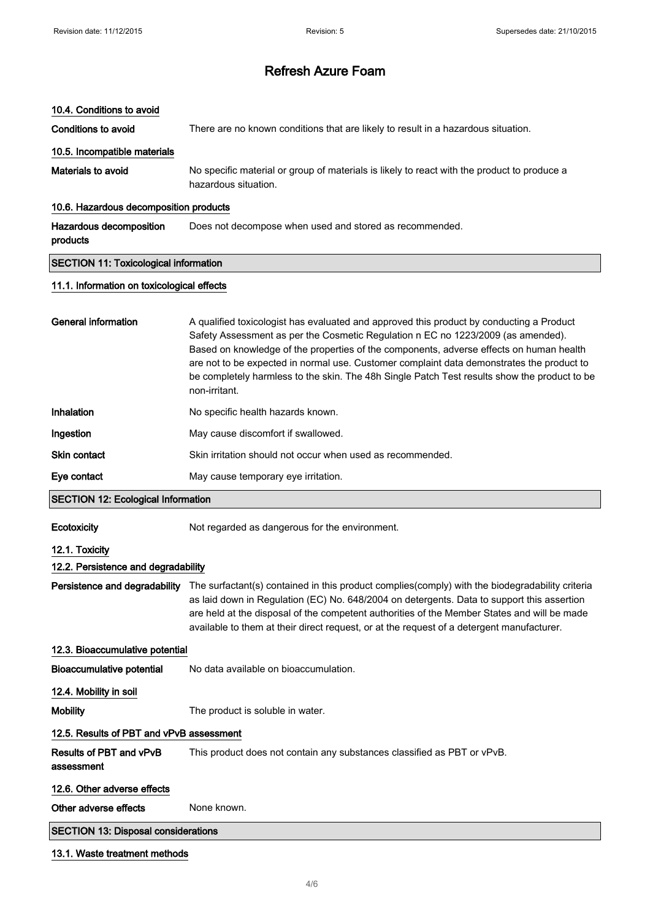### 10.4. Conditions to avoid

**Conditions to avoid** There are no known conditions that are likely to result in a hazardous situation.

### 10.5. Incompatible materials

**Materials to avoid** No specific material or group of materials is likely to react with the product to produce a hazardous situation.

### 10.6. Hazardous decomposition products

**Hazardous decomposition products** Does not decompose when used and stored as recommended.

## SECTION 11: Toxicological information

### 11.1. Information on toxicological effects

**General information** A qualified toxicologist has evaluated and approved this product by conducting a Product Safety Assessment as per the Cosmetic Regulation n EC no 1223/2009 (as amended). Based on knowledge of the properties of the components, adverse effects on human health are not to be expected in normal use. Customer complaint data demonstrates the product to be completely harmless to the skin. The 48h Single Patch Test results show the product to be non-irritant.

**Inhalation** No specific health hazards known.

**Ingestion** May cause discomfort if swallowed.

**Skin contact** Skin irritation should not occur when used as recommended.

**Eye contact** May cause temporary eye irritation.

## SECTION 12: Ecological Information

**Ecotoxicity** Not regarded as dangerous for the environment.

### 12.1. Toxicity

### 12.2. Persistence and degradability

**Persistence and degradability** The surfactant(s) contained in this product complies(comply) with the biodegradability criteria as laid down in Regulation (EC) No. 648/2004 on detergents. Data to support this assertion are held at the disposal of the competent authorities of the Member States and will be made available to them at their direct request, or at the request of a detergent manufacturer.

### 12.3. Bioaccumulative potential

**Bioaccumulative potential** No data available on bioaccumulation.

### 12.4. Mobility in soil

**Mobility** The product is soluble in water.

### 12.5. Results of PBT and vPvB assessment

**Results of PBT and vPvB assessment** This product does not contain any substances classified as PBT or vPvB.

### 12.6. Other adverse effects

**Other adverse effects** None known.

## SECTION 13: Disposal considerations

### 13.1. Waste treatment methods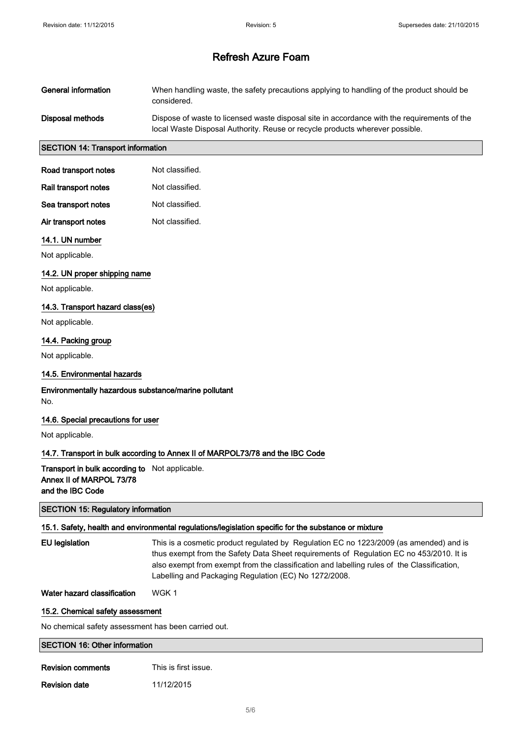| | |
|---|---|
| **General information** | When handling waste, the safety precautions applying to handling of the product should be considered. |
| **Disposal methods** | Dispose of waste to licensed waste disposal site in accordance with the requirements of the local Waste Disposal Authority. Reuse or recycle products wherever possible. |

## SECTION 14: Transport information

| | |
|---|---|
| **Road transport notes** | Not classified. |
| **Rail transport notes** | Not classified. |
| **Sea transport notes** | Not classified. |
| **Air transport notes** | Not classified. |

### 14.1. UN number

Not applicable.

### 14.2. UN proper shipping name

Not applicable.

### 14.3. Transport hazard class(es)

Not applicable.

### 14.4. Packing group

Not applicable.

### 14.5. Environmental hazards

**Environmentally hazardous substance/marine pollutant**

No.

### 14.6. Special precautions for user

Not applicable.

### 14.7. Transport in bulk according to Annex II of MARPOL73/78 and the IBC Code

| | |
|---|---|
| **Transport in bulk according to Annex II of MARPOL 73/78 and the IBC Code** | Not applicable. |

## SECTION 15: Regulatory information

### 15.1. Safety, health and environmental regulations/legislation specific for the substance or mixture

| | |
|---|---|
| **EU legislation** | This is a cosmetic product regulated by Regulation EC no 1223/2009 (as amended) and is thus exempt from the Safety Data Sheet requirements of Regulation EC no 453/2010. It is also exempt from exempt from the classification and labelling rules of the Classification, Labelling and Packaging Regulation (EC) No 1272/2008. |
| **Water hazard classification** | WGK 1 |

### 15.2. Chemical safety assessment

No chemical safety assessment has been carried out.

## SECTION 16: Other information

| | |
|---|---|
| **Revision comments** | This is first issue. |
| **Revision date** | 11/12/2015 |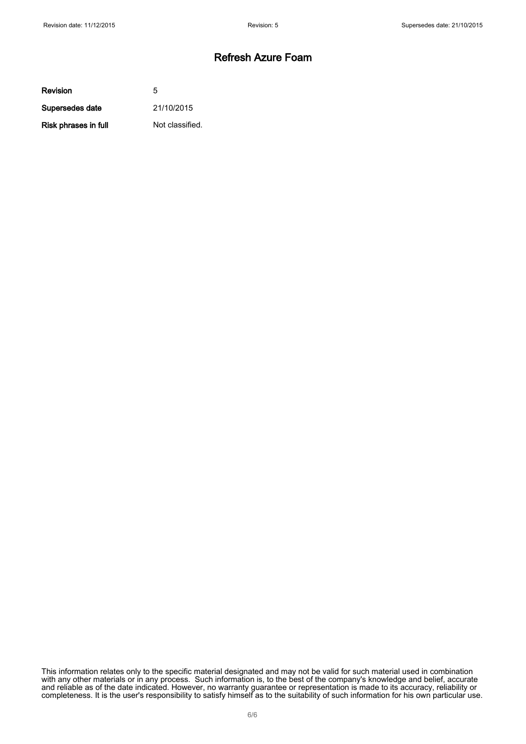# Refresh Azure Foam

| | |
|---|---|
| **Revision** | 5 |
| **Supersedes date** | 21/10/2015 |
| **Risk phrases in full** | Not classified. |

This information relates only to the specific material designated and may not be valid for such material used in combination with any other materials or in any process. Such information is, to the best of the company's knowledge and belief, accurate and reliable as of the date indicated. However, no warranty guarantee or representation is made to its accuracy, reliability or completeness. It is the user's responsibility to satisfy himself as to the suitability of such information for his own particular use.